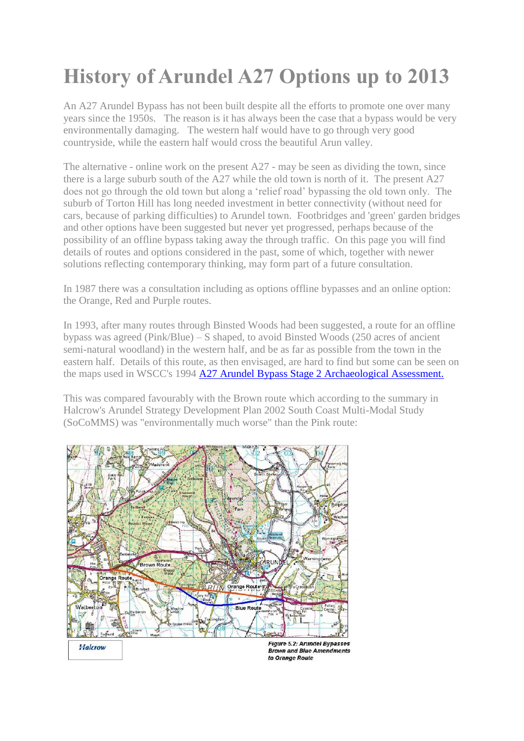# History of Arundel A27 Options up to 2013

An A27 Arundel Bypass has not been built despite all the efforts to promote one over many years since the 1950s. The reason is it has always been the case that a bypass would be very environmentally damaging. The western half would have to go through very good countryside, while the eastern half would cross the beautiful Arun valley.

The alternative - online work on the present A27 - may be seen as dividing the town, since there is a large suburb south of the A27 while the old town is north of it. The present A27 does not go through the old town but along a 'relief road' bypassing the old town only. The suburb of Torton Hill has long needed investment in better connectivity (without need for cars, because of parking difficulties) to Arundel town. Footbridges and 'green' garden bridges and other options have been suggested but never yet progressed, perhaps because of the possibility of an offline bypass taking away the through traffic. On this page you will find details of routes and options considered in the past, some of which, together with newer solutions reflecting contemporary thinking, may form part of a future consultation.

In 1987 there was a consultation including as options offline bypasses and an online option: the Orange, Red and Purple routes.

In 1993, after many routes through Binsted Woods had been suggested, a route for an offline bypass was agreed (Pink/Blue) – S shaped, to avoid Binsted Woods (250 acres of ancient semi-natural woodland) in the western half, and be as far as possible from the town in the eastern half. Details of this route, as then envisaged, are hard to find but some can be seen on the maps used in WSCC's 1994 [A27 Arundel Bypass Stage 2 Archaeological Assessment.]()

This was compared favourably with the Brown route which according to the summary in Halcrow's Arundel Strategy Development Plan 2002 South Coast Multi-Modal Study (SoCoMMS) was "environmentally much worse" than the Pink route:

Halcrow

*Figure 5.2: Arundel Bypasses Brown and Blue Amendments to Orange Route*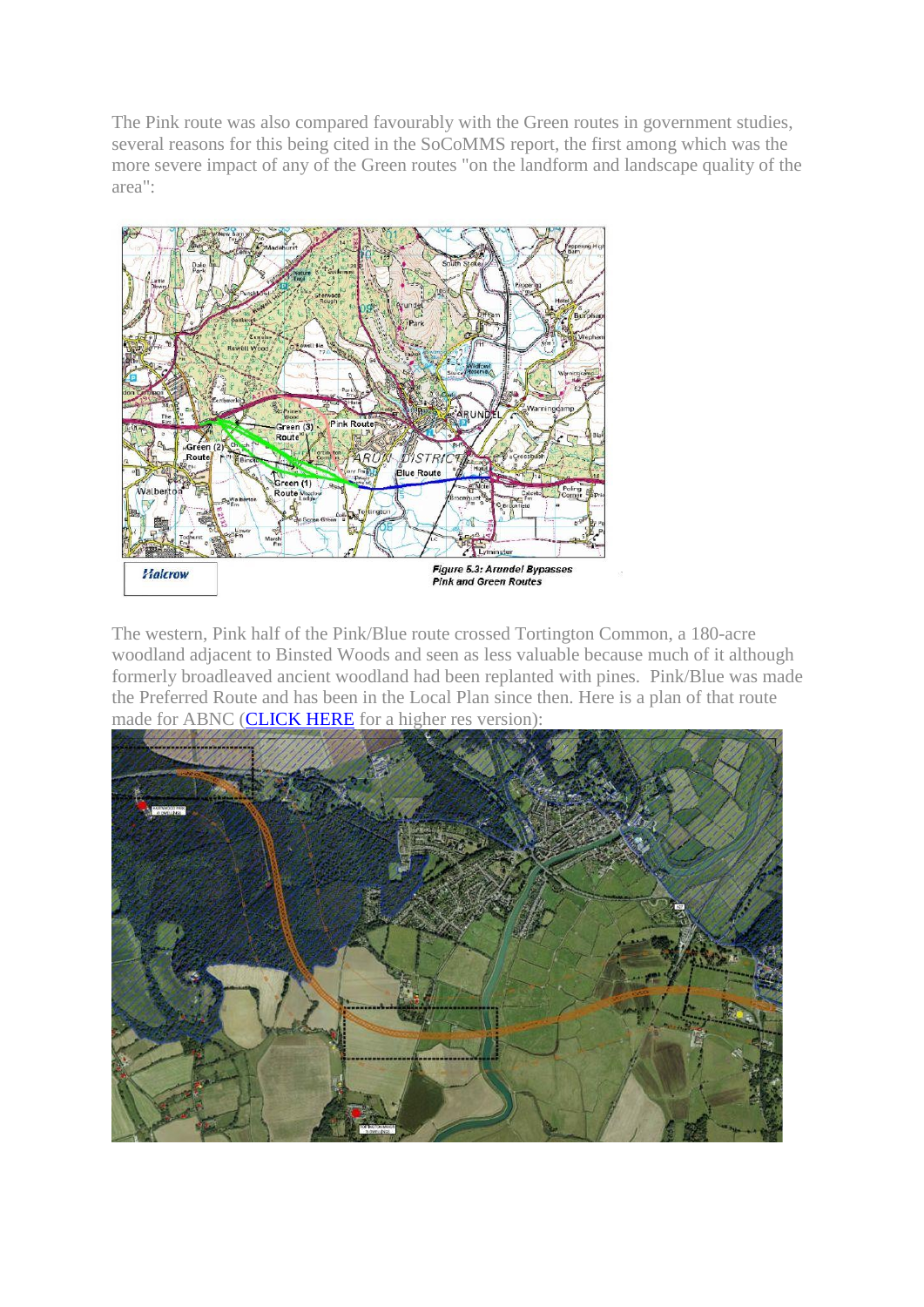The Pink route was also compared favourably with the Green routes in government studies, several reasons for this being cited in the SoCoMMS report, the first among which was the more severe impact of any of the Green routes "on the landform and landscape quality of the area":

Figure 5.3: Arundel Bypasses Pink and Green Routes

The western, Pink half of the Pink/Blue route crossed Tortington Common, a 180-acre woodland adjacent to Binsted Woods and seen as less valuable because much of it although formerly broadleaved ancient woodland had been replanted with pines. Pink/Blue was made the Preferred Route and has been in the Local Plan since then. Here is a plan of that route made for ABNC (CLICK HERE for a higher res version):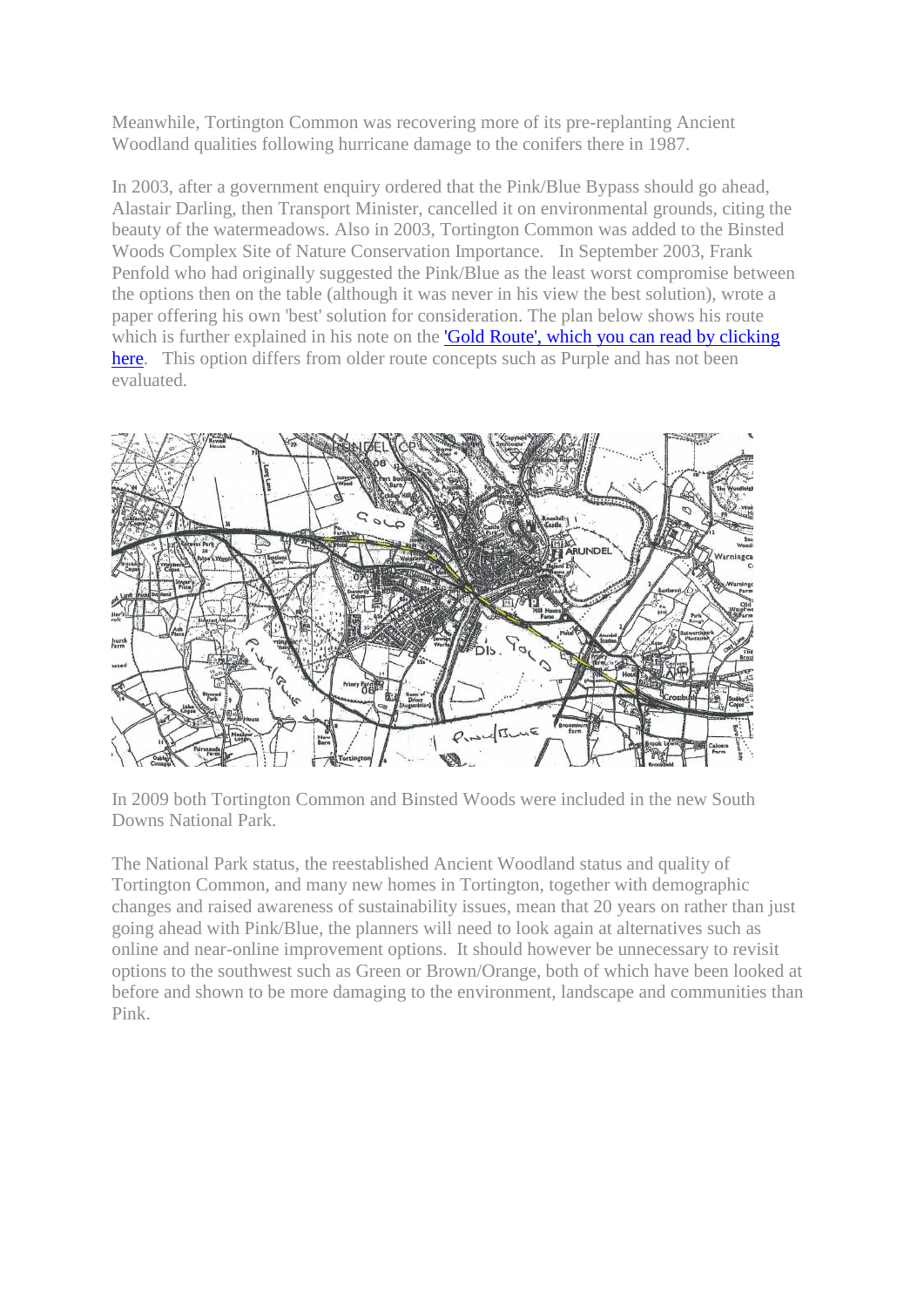Meanwhile, Tortington Common was recovering more of its pre-replanting Ancient Woodland qualities following hurricane damage to the conifers there in 1987.

In 2003, after a government enquiry ordered that the Pink/Blue Bypass should go ahead, Alastair Darling, then Transport Minister, cancelled it on environmental grounds, citing the beauty of the watermeadows. Also in 2003, Tortington Common was added to the Binsted Woods Complex Site of Nature Conservation Importance. In September 2003, Frank Penfold who had originally suggested the Pink/Blue as the least worst compromise between the options then on the table (although it was never in his view the best solution), wrote a paper offering his own 'best' solution for consideration. The plan below shows his route which is further explained in his note on the ['Gold Route', which you can read by clicking here](). This option differs from older route concepts such as Purple and has not been evaluated.

In 2009 both Tortington Common and Binsted Woods were included in the new South Downs National Park.

The National Park status, the reestablished Ancient Woodland status and quality of Tortington Common, and many new homes in Tortington, together with demographic changes and raised awareness of sustainability issues, mean that 20 years on rather than just going ahead with Pink/Blue, the planners will need to look again at alternatives such as online and near-online improvement options. It should however be unnecessary to revisit options to the southwest such as Green or Brown/Orange, both of which have been looked at before and shown to be more damaging to the environment, landscape and communities than Pink.